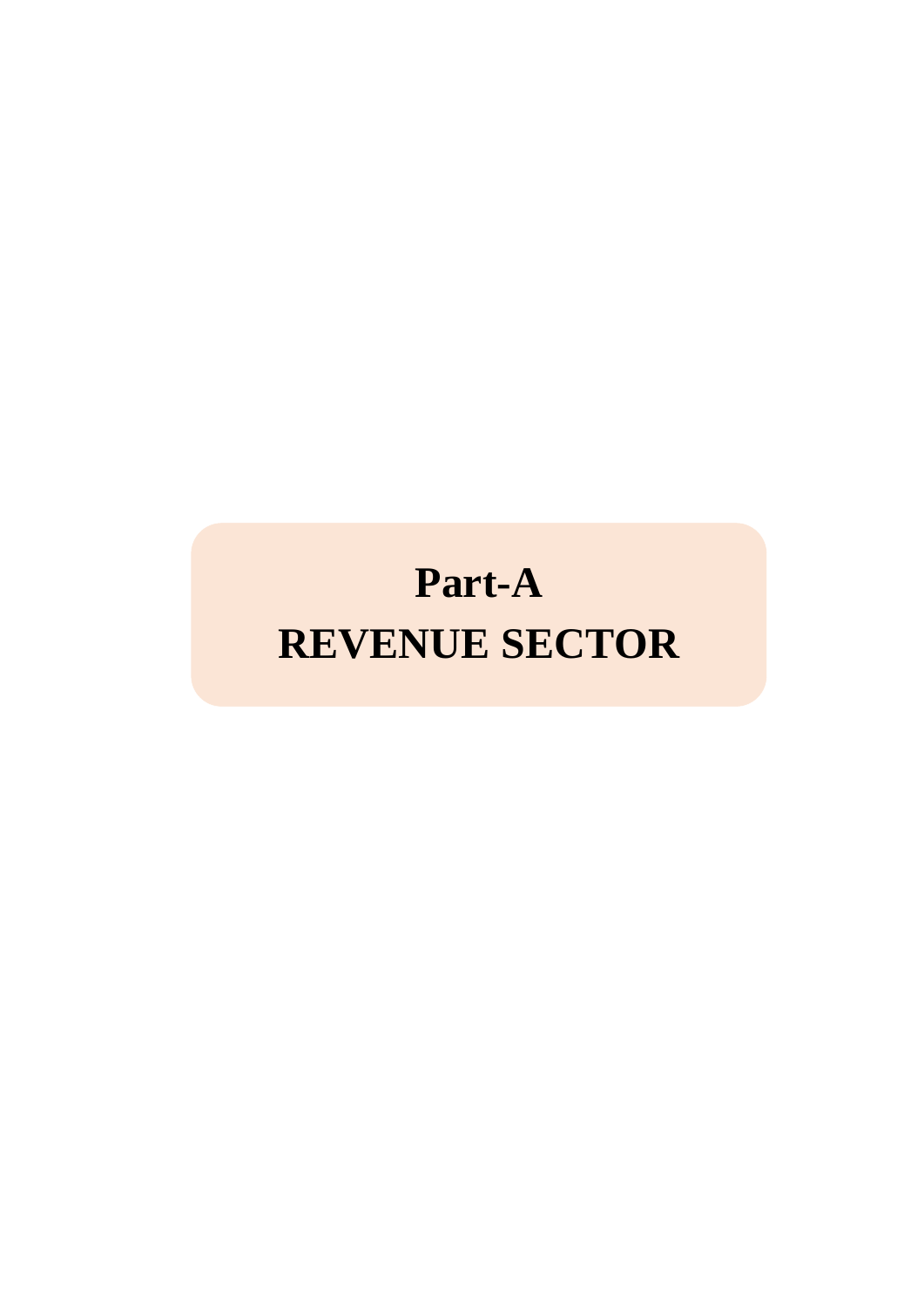# Part-A

# REVENUE SECTOR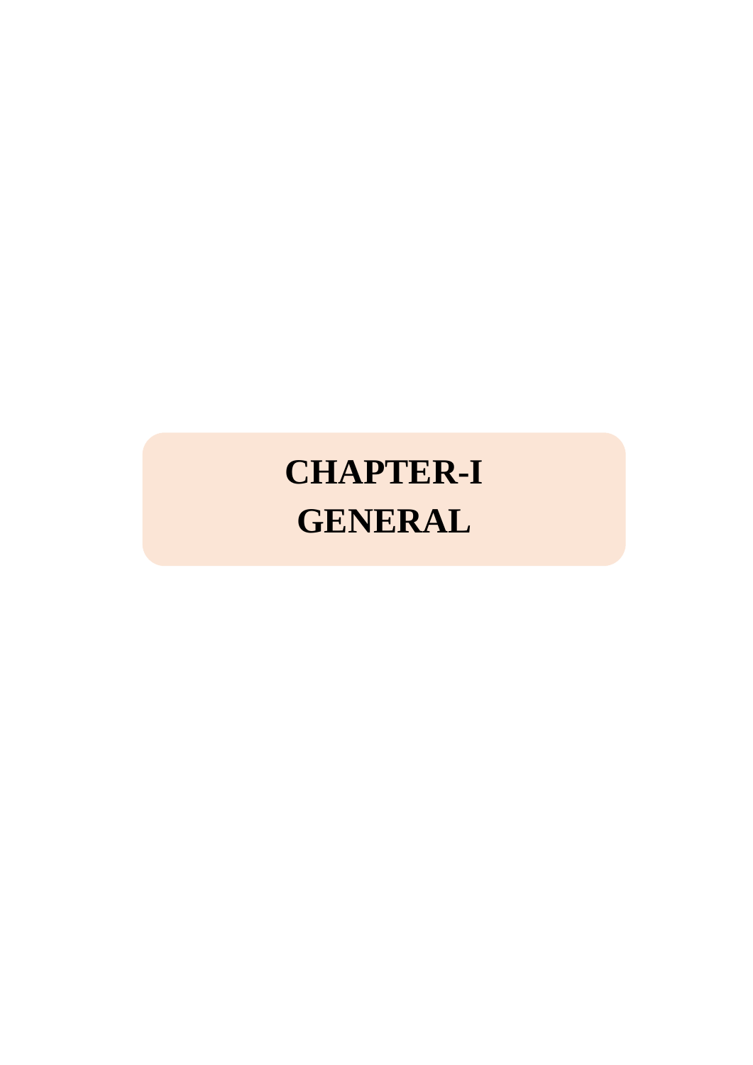# CHAPTER-I
# GENERAL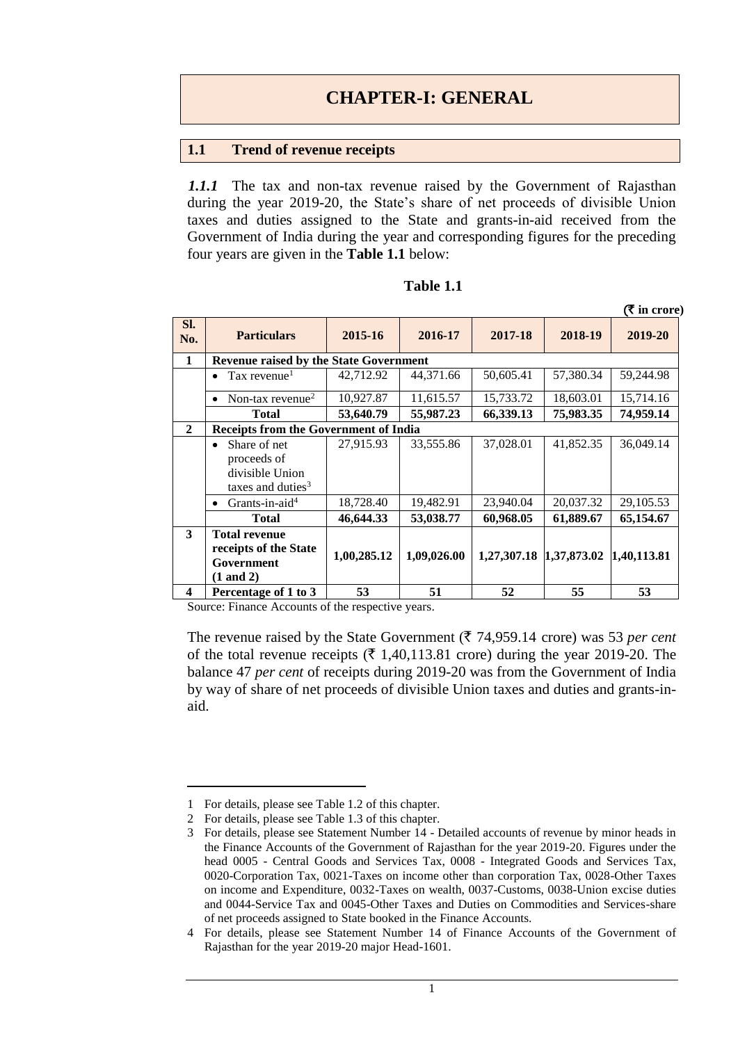# CHAPTER-I: GENERAL

## 1.1 Trend of revenue receipts

***1.1.1*** The tax and non-tax revenue raised by the Government of Rajasthan during the year 2019-20, the State's share of net proceeds of divisible Union taxes and duties assigned to the State and grants-in-aid received from the Government of India during the year and corresponding figures for the preceding four years are given in the **Table 1.1** below:

**Table 1.1**

**(₹ in crore)**

| Sl. No. | Particulars | 2015-16 | 2016-17 | 2017-18 | 2018-19 | 2019-20 |
|---|---|---|---|---|---|---|
| **1** | **Revenue raised by the State Government** | | | | | |
| | • Tax revenue[1] | 42,712.92 | 44,371.66 | 50,605.41 | 57,380.34 | 59,244.98 |
| | • Non-tax revenue[2] | 10,927.87 | 11,615.57 | 15,733.72 | 18,603.01 | 15,714.16 |
| | **Total** | **53,640.79** | **55,987.23** | **66,339.13** | **75,983.35** | **74,959.14** |
| **2** | **Receipts from the Government of India** | | | | | |
| | • Share of net proceeds of divisible Union taxes and duties[3] | 27,915.93 | 33,555.86 | 37,028.01 | 41,852.35 | 36,049.14 |
| | • Grants-in-aid[4] | 18,728.40 | 19,482.91 | 23,940.04 | 20,037.32 | 29,105.53 |
| | **Total** | **46,644.33** | **53,038.77** | **60,968.05** | **61,889.67** | **65,154.67** |
| **3** | **Total revenue receipts of the State Government (1 and 2)** | **1,00,285.12** | **1,09,026.00** | **1,27,307.18** | **1,37,873.02** | **1,40,113.81** |
| **4** | **Percentage of 1 to 3** | **53** | **51** | **52** | **55** | **53** |

Source: Finance Accounts of the respective years.

The revenue raised by the State Government (₹ 74,959.14 crore) was 53 *per cent* of the total revenue receipts (₹ 1,40,113.81 crore) during the year 2019-20. The balance 47 *per cent* of receipts during 2019-20 was from the Government of India by way of share of net proceeds of divisible Union taxes and duties and grants-in-aid.

---

1 For details, please see Table 1.2 of this chapter.

2 For details, please see Table 1.3 of this chapter.

3 For details, please see Statement Number 14 - Detailed accounts of revenue by minor heads in the Finance Accounts of the Government of Rajasthan for the year 2019-20. Figures under the head 0005 - Central Goods and Services Tax, 0008 - Integrated Goods and Services Tax, 0020-Corporation Tax, 0021-Taxes on income other than corporation Tax, 0028-Other Taxes on income and Expenditure, 0032-Taxes on wealth, 0037-Customs, 0038-Union excise duties and 0044-Service Tax and 0045-Other Taxes and Duties on Commodities and Services-share of net proceeds assigned to State booked in the Finance Accounts.

4 For details, please see Statement Number 14 of Finance Accounts of the Government of Rajasthan for the year 2019-20 major Head-1601.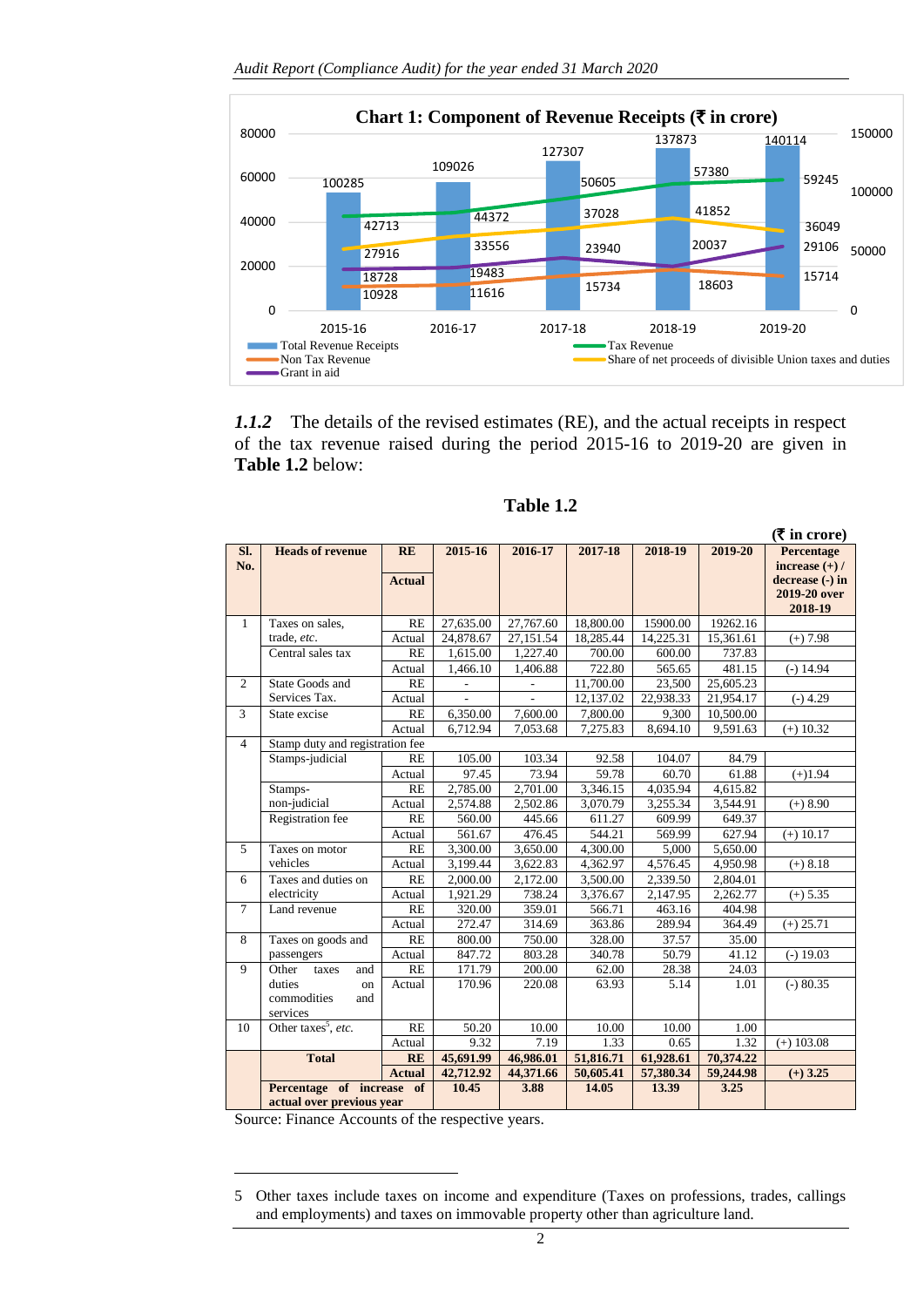**Chart 1: Component of Revenue Receipts (₹ in crore)**

| | 2015-16 | 2016-17 | 2017-18 | 2018-19 | 2019-20 |
|---|---|---|---|---|---|
| Total Revenue Receipts | 100285 | 109026 | 127307 | 137873 | 140114 |
| Tax Revenue | 42713 | 44372 | 50605 | 57380 | 59245 |
| Share of net proceeds of divisible Union taxes and duties | 27916 | 33556 | 37028 | 41852 | 36049 |
| Grant in aid | 18728 | 19483 | 23940 | 20037 | 29106 |
| Non Tax Revenue | 10928 | 11616 | 15734 | 18603 | 15714 |

***1.1.2*** The details of the revised estimates (RE), and the actual receipts in respect of the tax revenue raised during the period 2015-16 to 2019-20 are given in **Table 1.2** below:

**Table 1.2**

**(₹ in crore)**

| Sl. No. | Heads of revenue | RE / Actual | 2015-16 | 2016-17 | 2017-18 | 2018-19 | 2019-20 | Percentage increase (+) / decrease (-) in 2019-20 over 2018-19 |
|---|---|---|---|---|---|---|---|---|
| 1 | Taxes on sales, trade, *etc.* | RE | 27,635.00 | 27,767.60 | 18,800.00 | 15900.00 | 19262.16 | |
| | | Actual | 24,878.67 | 27,151.54 | 18,285.44 | 14,225.31 | 15,361.61 | (+) 7.98 |
| | Central sales tax | RE | 1,615.00 | 1,227.40 | 700.00 | 600.00 | 737.83 | |
| | | Actual | 1,466.10 | 1,406.88 | 722.80 | 565.65 | 481.15 | (-) 14.94 |
| 2 | State Goods and Services Tax. | RE | - | - | 11,700.00 | 23,500 | 25,605.23 | |
| | | Actual | - | - | 12,137.02 | 22,938.33 | 21,954.17 | (-) 4.29 |
| 3 | State excise | RE | 6,350.00 | 7,600.00 | 7,800.00 | 9,300 | 10,500.00 | |
| | | Actual | 6,712.94 | 7,053.68 | 7,275.83 | 8,694.10 | 9,591.63 | (+) 10.32 |
| 4 | Stamp duty and registration fee | | | | | | | |
| | Stamps-judicial | RE | 105.00 | 103.34 | 92.58 | 104.07 | 84.79 | |
| | | Actual | 97.45 | 73.94 | 59.78 | 60.70 | 61.88 | (+)1.94 |
| | Stamps-non-judicial | RE | 2,785.00 | 2,701.00 | 3,346.15 | 4,035.94 | 4,615.82 | |
| | | Actual | 2,574.88 | 2,502.86 | 3,070.79 | 3,255.34 | 3,544.91 | (+) 8.90 |
| | Registration fee | RE | 560.00 | 445.66 | 611.27 | 609.99 | 649.37 | |
| | | Actual | 561.67 | 476.45 | 544.21 | 569.99 | 627.94 | (+) 10.17 |
| 5 | Taxes on motor vehicles | RE | 3,300.00 | 3,650.00 | 4,300.00 | 5,000 | 5,650.00 | |
| | | Actual | 3,199.44 | 3,622.83 | 4,362.97 | 4,576.45 | 4,950.98 | (+) 8.18 |
| 6 | Taxes and duties on electricity | RE | 2,000.00 | 2,172.00 | 3,500.00 | 2,339.50 | 2,804.01 | |
| | | Actual | 1,921.29 | 738.24 | 3,376.67 | 2,147.95 | 2,262.77 | (+) 5.35 |
| 7 | Land revenue | RE | 320.00 | 359.01 | 566.71 | 463.16 | 404.98 | |
| | | Actual | 272.47 | 314.69 | 363.86 | 289.94 | 364.49 | (+) 25.71 |
| 8 | Taxes on goods and passengers | RE | 800.00 | 750.00 | 328.00 | 37.57 | 35.00 | |
| | | Actual | 847.72 | 803.28 | 340.78 | 50.79 | 41.12 | (-) 19.03 |
| 9 | Other taxes and duties on commodities and services | RE | 171.79 | 200.00 | 62.00 | 28.38 | 24.03 | |
| | | Actual | 170.96 | 220.08 | 63.93 | 5.14 | 1.01 | (-) 80.35 |
| 10 | Other taxes[5], *etc.* | RE | 50.20 | 10.00 | 10.00 | 10.00 | 1.00 | |
| | | Actual | 9.32 | 7.19 | 1.33 | 0.65 | 1.32 | (+) 103.08 |
| | **Total** | **RE** | **45,691.99** | **46,986.01** | **51,816.71** | **61,928.61** | **70,374.22** | |
| | | **Actual** | **42,712.92** | **44,371.66** | **50,605.41** | **57,380.34** | **59,244.98** | **(+) 3.25** |
| | **Percentage of increase of actual over previous year** | | **10.45** | **3.88** | **14.05** | **13.39** | **3.25** | |

Source: Finance Accounts of the respective years.

5 Other taxes include taxes on income and expenditure (Taxes on professions, trades, callings and employments) and taxes on immovable property other than agriculture land.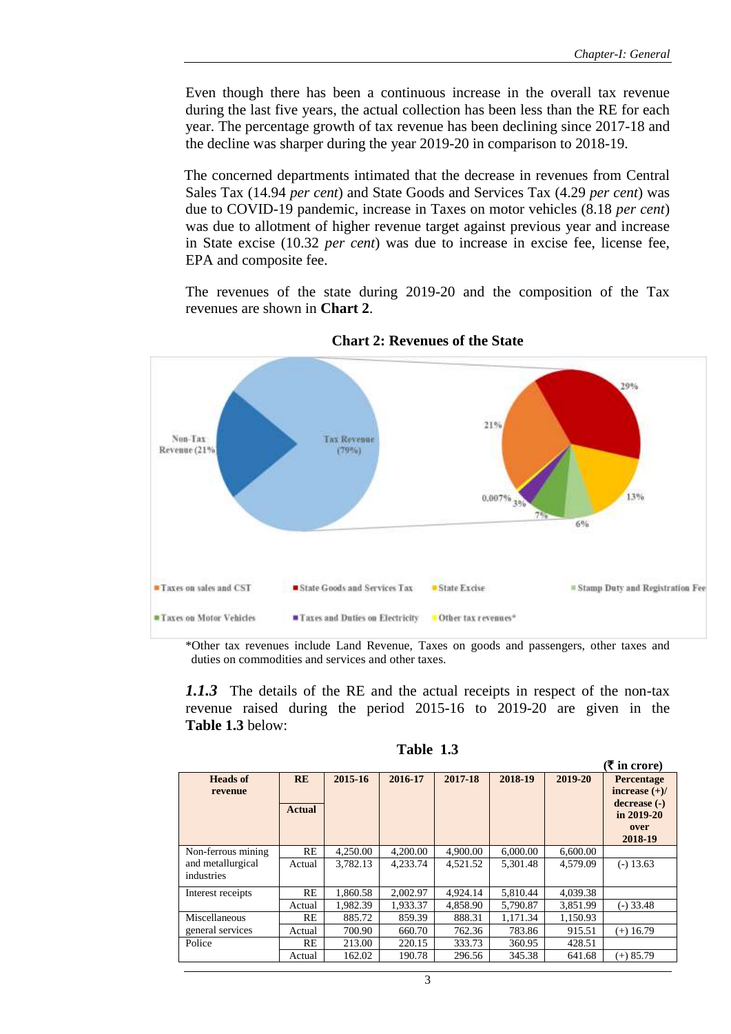Even though there has been a continuous increase in the overall tax revenue during the last five years, the actual collection has been less than the RE for each year. The percentage growth of tax revenue has been declining since 2017-18 and the decline was sharper during the year 2019-20 in comparison to 2018-19.

The concerned departments intimated that the decrease in revenues from Central Sales Tax (14.94 *per cent*) and State Goods and Services Tax (4.29 *per cent*) was due to COVID-19 pandemic, increase in Taxes on motor vehicles (8.18 *per cent*) was due to allotment of higher revenue target against previous year and increase in State excise (10.32 *per cent*) was due to increase in excise fee, license fee, EPA and composite fee.

The revenues of the state during 2019-20 and the composition of the Tax revenues are shown in **Chart 2**.

**Chart 2: Revenues of the State**

Non-Tax Revenue (21%) | Tax Revenue (79%)

21% | 29% | 13% | 6% | 7% | 3% | 0.007%

Taxes on sales and CST | State Goods and Services Tax | State Excise | Stamp Duty and Registration Fee | Taxes on Motor Vehicles | Taxes and Duties on Electricity | Other tax revenues*

*Other tax revenues include Land Revenue, Taxes on goods and passengers, other taxes and duties on commodities and services and other taxes.

***1.1.3*** The details of the RE and the actual receipts in respect of the non-tax revenue raised during the period 2015-16 to 2019-20 are given in the **Table 1.3** below:

**Table 1.3**

(₹ in crore)

| Heads of revenue | RE / Actual | 2015-16 | 2016-17 | 2017-18 | 2018-19 | 2019-20 | Percentage increase (+)/ decrease (-) in 2019-20 over 2018-19 |
|---|---|---|---|---|---|---|---|
| Non-ferrous mining and metallurgical industries | RE | 4,250.00 | 4,200.00 | 4,900.00 | 6,000.00 | 6,600.00 | |
| | Actual | 3,782.13 | 4,233.74 | 4,521.52 | 5,301.48 | 4,579.09 | (-) 13.63 |
| Interest receipts | RE | 1,860.58 | 2,002.97 | 4,924.14 | 5,810.44 | 4,039.38 | |
| | Actual | 1,982.39 | 1,933.37 | 4,858.90 | 5,790.87 | 3,851.99 | (-) 33.48 |
| Miscellaneous general services | RE | 885.72 | 859.39 | 888.31 | 1,171.34 | 1,150.93 | |
| | Actual | 700.90 | 660.70 | 762.36 | 783.86 | 915.51 | (+) 16.79 |
| Police | RE | 213.00 | 220.15 | 333.73 | 360.95 | 428.51 | |
| | Actual | 162.02 | 190.78 | 296.56 | 345.38 | 641.68 | (+) 85.79 |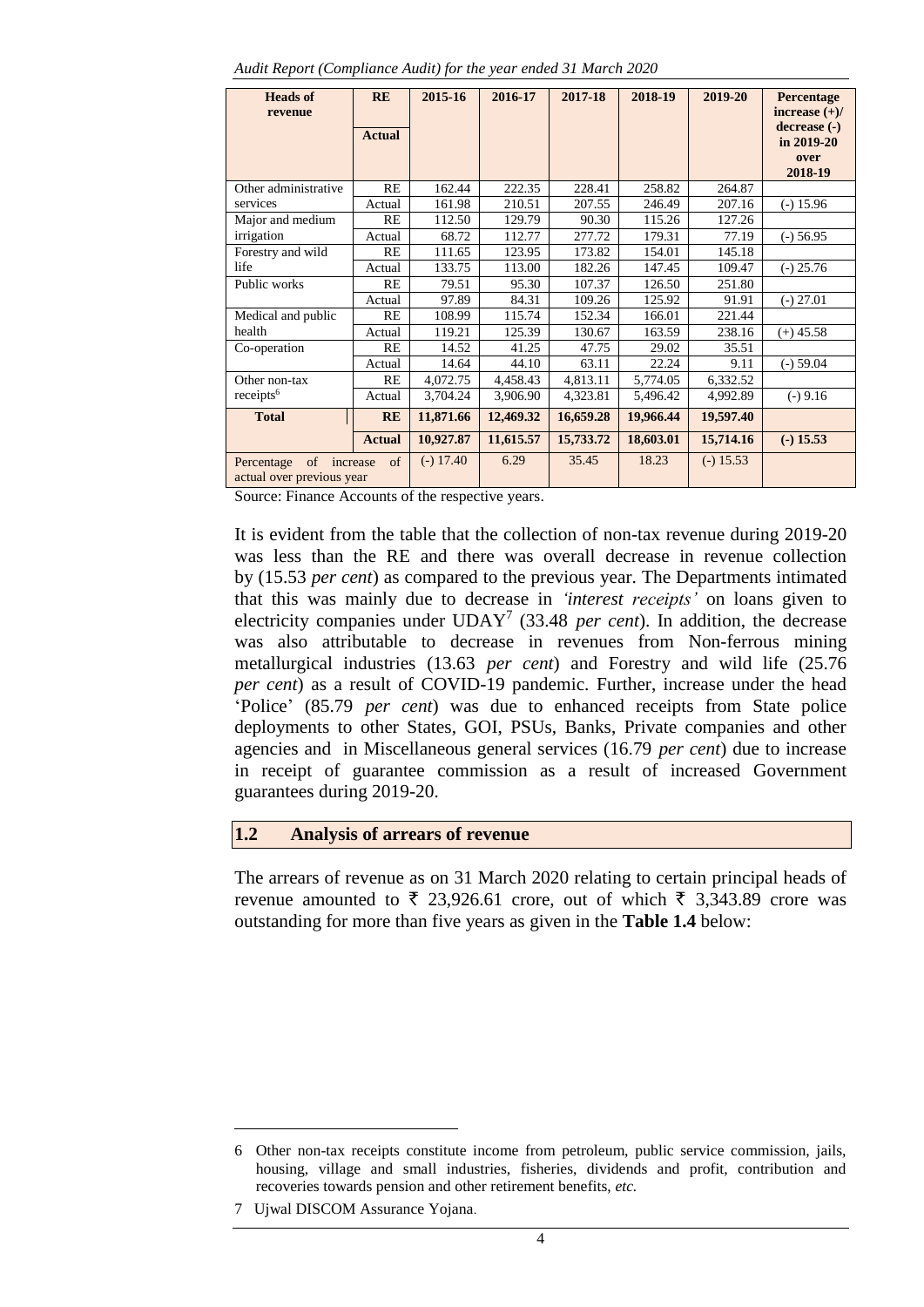| Heads of revenue | RE / Actual | 2015-16 | 2016-17 | 2017-18 | 2018-19 | 2019-20 | Percentage increase (+)/ decrease (-) in 2019-20 over 2018-19 |
|---|---|---|---|---|---|---|---|
| Other administrative services | RE | 162.44 | 222.35 | 228.41 | 258.82 | 264.87 | |
| | Actual | 161.98 | 210.51 | 207.55 | 246.49 | 207.16 | (-) 15.96 |
| Major and medium irrigation | RE | 112.50 | 129.79 | 90.30 | 115.26 | 127.26 | |
| | Actual | 68.72 | 112.77 | 277.72 | 179.31 | 77.19 | (-) 56.95 |
| Forestry and wild life | RE | 111.65 | 123.95 | 173.82 | 154.01 | 145.18 | |
| | Actual | 133.75 | 113.00 | 182.26 | 147.45 | 109.47 | (-) 25.76 |
| Public works | RE | 79.51 | 95.30 | 107.37 | 126.50 | 251.80 | |
| | Actual | 97.89 | 84.31 | 109.26 | 125.92 | 91.91 | (-) 27.01 |
| Medical and public health | RE | 108.99 | 115.74 | 152.34 | 166.01 | 221.44 | |
| | Actual | 119.21 | 125.39 | 130.67 | 163.59 | 238.16 | (+) 45.58 |
| Co-operation | RE | 14.52 | 41.25 | 47.75 | 29.02 | 35.51 | |
| | Actual | 14.64 | 44.10 | 63.11 | 22.24 | 9.11 | (-) 59.04 |
| Other non-tax receipts[6] | RE | 4,072.75 | 4,458.43 | 4,813.11 | 5,774.05 | 6,332.52 | |
| | Actual | 3,704.24 | 3,906.90 | 4,323.81 | 5,496.42 | 4,992.89 | (-) 9.16 |
| **Total** | **RE** | **11,871.66** | **12,469.32** | **16,659.28** | **19,966.44** | **19,597.40** | |
| | **Actual** | **10,927.87** | **11,615.57** | **15,733.72** | **18,603.01** | **15,714.16** | **(-) 15.53** |
| Percentage of increase of actual over previous year | | (-) 17.40 | 6.29 | 35.45 | 18.23 | (-) 15.53 | |

Source: Finance Accounts of the respective years.

It is evident from the table that the collection of non-tax revenue during 2019-20 was less than the RE and there was overall decrease in revenue collection by (15.53 *per cent*) as compared to the previous year. The Departments intimated that this was mainly due to decrease in *'interest receipts'* on loans given to electricity companies under UDAY[7] (33.48 *per cent*). In addition, the decrease was also attributable to decrease in revenues from Non-ferrous mining metallurgical industries (13.63 *per cent*) and Forestry and wild life (25.76 *per cent*) as a result of COVID-19 pandemic. Further, increase under the head 'Police' (85.79 *per cent*) was due to enhanced receipts from State police deployments to other States, GOI, PSUs, Banks, Private companies and other agencies and in Miscellaneous general services (16.79 *per cent*) due to increase in receipt of guarantee commission as a result of increased Government guarantees during 2019-20.

## 1.2 Analysis of arrears of revenue

The arrears of revenue as on 31 March 2020 relating to certain principal heads of revenue amounted to ₹ 23,926.61 crore, out of which ₹ 3,343.89 crore was outstanding for more than five years as given in the **Table 1.4** below:

---

6 Other non-tax receipts constitute income from petroleum, public service commission, jails, housing, village and small industries, fisheries, dividends and profit, contribution and recoveries towards pension and other retirement benefits, *etc.*

7 Ujwal DISCOM Assurance Yojana.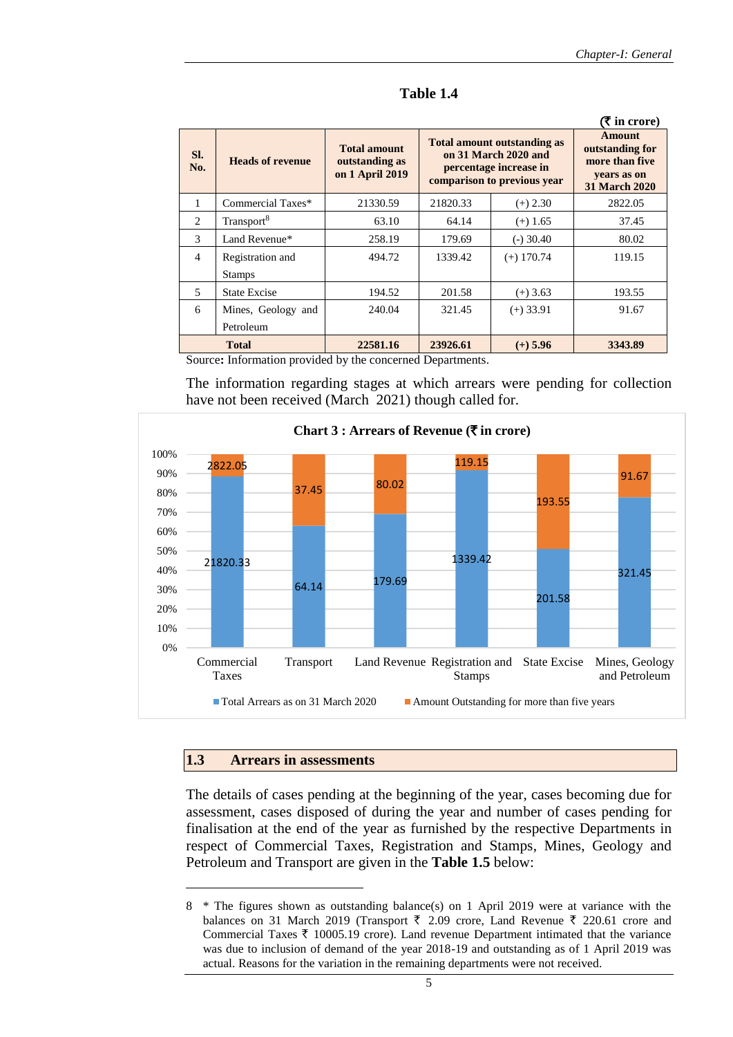**Table 1.4**

(₹ in crore)

| Sl. No. | Heads of revenue | Total amount outstanding as on 1 April 2019 | Total amount outstanding as on 31 March 2020 and percentage increase in comparison to previous year | | Amount outstanding for more than five years as on 31 March 2020 |
|---|---|---|---|---|---|
| 1 | Commercial Taxes* | 21330.59 | 21820.33 | (+) 2.30 | 2822.05 |
| 2 | Transport[8] | 63.10 | 64.14 | (+) 1.65 | 37.45 |
| 3 | Land Revenue* | 258.19 | 179.69 | (-) 30.40 | 80.02 |
| 4 | Registration and Stamps | 494.72 | 1339.42 | (+) 170.74 | 119.15 |
| 5 | State Excise | 194.52 | 201.58 | (+) 3.63 | 193.55 |
| 6 | Mines, Geology and Petroleum | 240.04 | 321.45 | (+) 33.91 | 91.67 |
| **Total** | | **22581.16** | **23926.61** | **(+) 5.96** | **3343.89** |

Source**:** Information provided by the concerned Departments.

The information regarding stages at which arrears were pending for collection have not been received (March 2021) though called for.

**Chart 3 : Arrears of Revenue (₹ in crore)**

| | Commercial Taxes | Transport | Land Revenue | Registration and Stamps | State Excise | Mines, Geology and Petroleum |
|---|---|---|---|---|---|---|
| Total Arrears as on 31 March 2020 | 21820.33 | 64.14 | 179.69 | 1339.42 | 201.58 | 321.45 |
| Amount Outstanding for more than five years | 2822.05 | 37.45 | 80.02 | 119.15 | 193.55 | 91.67 |

## 1.3 Arrears in assessments

The details of cases pending at the beginning of the year, cases becoming due for assessment, cases disposed of during the year and number of cases pending for finalisation at the end of the year as furnished by the respective Departments in respect of Commercial Taxes, Registration and Stamps, Mines, Geology and Petroleum and Transport are given in the **Table 1.5** below:

---

8 * The figures shown as outstanding balance(s) on 1 April 2019 were at variance with the balances on 31 March 2019 (Transport ₹ 2.09 crore, Land Revenue ₹ 220.61 crore and Commercial Taxes ₹ 10005.19 crore). Land revenue Department intimated that the variance was due to inclusion of demand of the year 2018-19 and outstanding as of 1 April 2019 was actual. Reasons for the variation in the remaining departments were not received.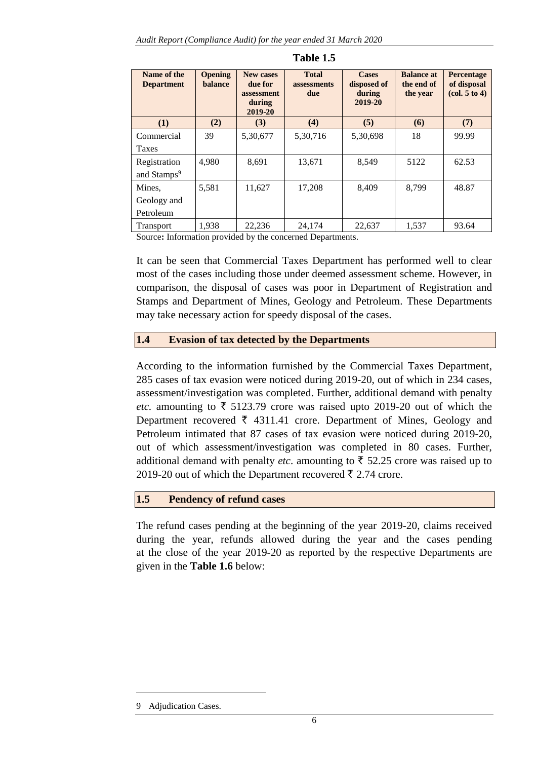**Table 1.5**

| Name of the Department | Opening balance | New cases due for assessment during 2019-20 | Total assessments due | Cases disposed of during 2019-20 | Balance at the end of the year | Percentage of disposal (col. 5 to 4) |
|---|---|---|---|---|---|---|
| (1) | (2) | (3) | (4) | (5) | (6) | (7) |
| Commercial Taxes | 39 | 5,30,677 | 5,30,716 | 5,30,698 | 18 | 99.99 |
| Registration and Stamps[9] | 4,980 | 8,691 | 13,671 | 8,549 | 5122 | 62.53 |
| Mines, Geology and Petroleum | 5,581 | 11,627 | 17,208 | 8,409 | 8,799 | 48.87 |
| Transport | 1,938 | 22,236 | 24,174 | 22,637 | 1,537 | 93.64 |

Source**:** Information provided by the concerned Departments.

It can be seen that Commercial Taxes Department has performed well to clear most of the cases including those under deemed assessment scheme. However, in comparison, the disposal of cases was poor in Department of Registration and Stamps and Department of Mines, Geology and Petroleum. These Departments may take necessary action for speedy disposal of the cases.

## 1.4 Evasion of tax detected by the Departments

According to the information furnished by the Commercial Taxes Department, 285 cases of tax evasion were noticed during 2019-20, out of which in 234 cases, assessment/investigation was completed. Further, additional demand with penalty *etc.* amounting to ₹ 5123.79 crore was raised upto 2019-20 out of which the Department recovered ₹ 4311.41 crore. Department of Mines, Geology and Petroleum intimated that 87 cases of tax evasion were noticed during 2019-20, out of which assessment/investigation was completed in 80 cases. Further, additional demand with penalty *etc*. amounting to ₹ 52.25 crore was raised up to 2019-20 out of which the Department recovered ₹ 2.74 crore.

## 1.5 Pendency of refund cases

The refund cases pending at the beginning of the year 2019-20, claims received during the year, refunds allowed during the year and the cases pending at the close of the year 2019-20 as reported by the respective Departments are given in the **Table 1.6** below:

---

9 Adjudication Cases.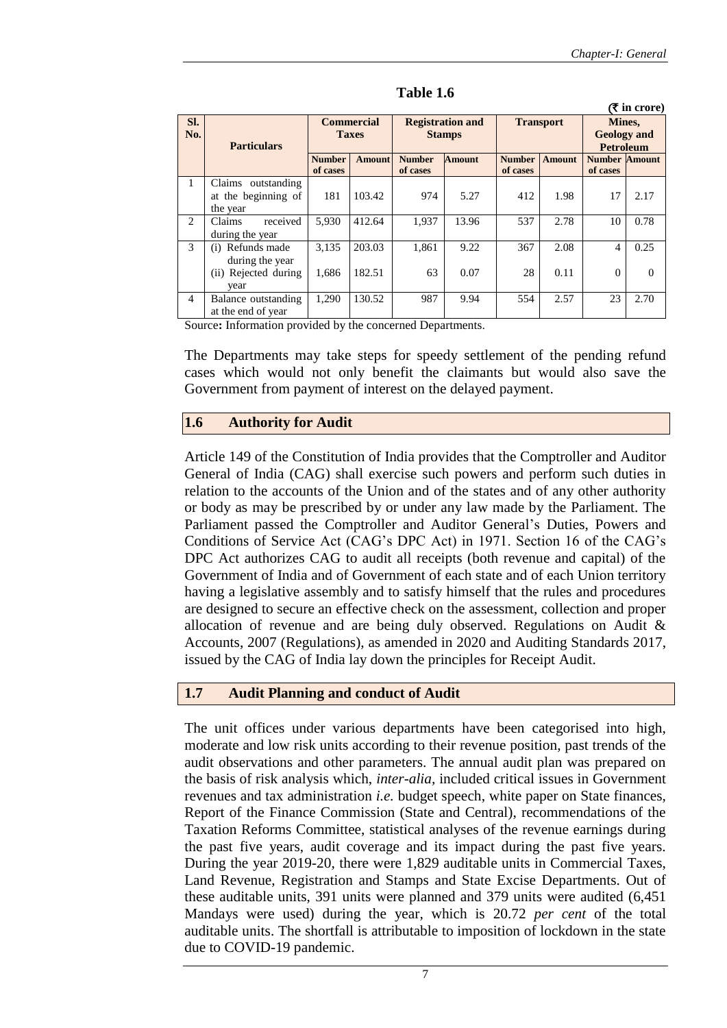**Table 1.6**

(₹ in crore)

| Sl. No. | Particulars | Commercial Taxes | | Registration and Stamps | | Transport | | Mines, Geology and Petroleum | |
|---|---|---|---|---|---|---|---|---|---|
| | | Number of cases | Amount | Number of cases | Amount | Number of cases | Amount | Number of cases | Amount |
| 1 | Claims outstanding at the beginning of the year | 181 | 103.42 | 974 | 5.27 | 412 | 1.98 | 17 | 2.17 |
| 2 | Claims received during the year | 5,930 | 412.64 | 1,937 | 13.96 | 537 | 2.78 | 10 | 0.78 |
| 3 | (i) Refunds made during the year | 3,135 | 203.03 | 1,861 | 9.22 | 367 | 2.08 | 4 | 0.25 |
| | (ii) Rejected during year | 1,686 | 182.51 | 63 | 0.07 | 28 | 0.11 | 0 | 0 |
| 4 | Balance outstanding at the end of year | 1,290 | 130.52 | 987 | 9.94 | 554 | 2.57 | 23 | 2.70 |

Source**:** Information provided by the concerned Departments.

The Departments may take steps for speedy settlement of the pending refund cases which would not only benefit the claimants but would also save the Government from payment of interest on the delayed payment.

## 1.6 Authority for Audit

Article 149 of the Constitution of India provides that the Comptroller and Auditor General of India (CAG) shall exercise such powers and perform such duties in relation to the accounts of the Union and of the states and of any other authority or body as may be prescribed by or under any law made by the Parliament. The Parliament passed the Comptroller and Auditor General's Duties, Powers and Conditions of Service Act (CAG's DPC Act) in 1971. Section 16 of the CAG's DPC Act authorizes CAG to audit all receipts (both revenue and capital) of the Government of India and of Government of each state and of each Union territory having a legislative assembly and to satisfy himself that the rules and procedures are designed to secure an effective check on the assessment, collection and proper allocation of revenue and are being duly observed. Regulations on Audit & Accounts, 2007 (Regulations), as amended in 2020 and Auditing Standards 2017, issued by the CAG of India lay down the principles for Receipt Audit.

## 1.7 Audit Planning and conduct of Audit

The unit offices under various departments have been categorised into high, moderate and low risk units according to their revenue position, past trends of the audit observations and other parameters. The annual audit plan was prepared on the basis of risk analysis which, *inter-alia,* included critical issues in Government revenues and tax administration *i.e.* budget speech, white paper on State finances, Report of the Finance Commission (State and Central), recommendations of the Taxation Reforms Committee, statistical analyses of the revenue earnings during the past five years, audit coverage and its impact during the past five years. During the year 2019-20, there were 1,829 auditable units in Commercial Taxes, Land Revenue, Registration and Stamps and State Excise Departments. Out of these auditable units, 391 units were planned and 379 units were audited (6,451 Mandays were used) during the year, which is 20.72 *per cent* of the total auditable units. The shortfall is attributable to imposition of lockdown in the state due to COVID-19 pandemic.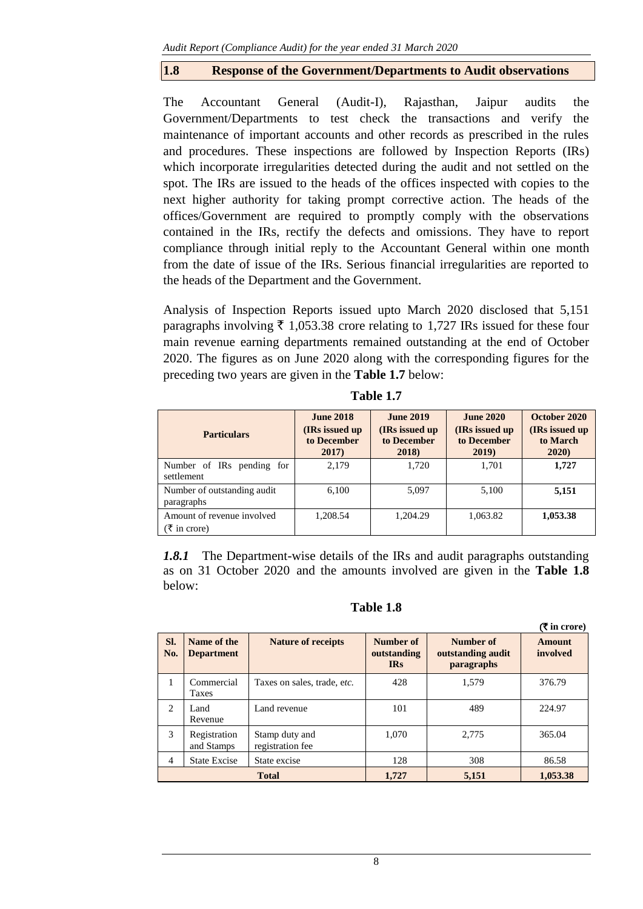## 1.8 Response of the Government/Departments to Audit observations

The Accountant General (Audit-I), Rajasthan, Jaipur audits the Government/Departments to test check the transactions and verify the maintenance of important accounts and other records as prescribed in the rules and procedures. These inspections are followed by Inspection Reports (IRs) which incorporate irregularities detected during the audit and not settled on the spot. The IRs are issued to the heads of the offices inspected with copies to the next higher authority for taking prompt corrective action. The heads of the offices/Government are required to promptly comply with the observations contained in the IRs, rectify the defects and omissions. They have to report compliance through initial reply to the Accountant General within one month from the date of issue of the IRs. Serious financial irregularities are reported to the heads of the Department and the Government.

Analysis of Inspection Reports issued upto March 2020 disclosed that 5,151 paragraphs involving ₹ 1,053.38 crore relating to 1,727 IRs issued for these four main revenue earning departments remained outstanding at the end of October 2020. The figures as on June 2020 along with the corresponding figures for the preceding two years are given in the **Table 1.7** below:

**Table 1.7**

| Particulars | June 2018 (IRs issued up to December 2017) | June 2019 (IRs issued up to December 2018) | June 2020 (IRs issued up to December 2019) | October 2020 (IRs issued up to March 2020) |
|---|---|---|---|---|
| Number of IRs pending for settlement | 2,179 | 1,720 | 1,701 | **1,727** |
| Number of outstanding audit paragraphs | 6,100 | 5,097 | 5,100 | **5,151** |
| Amount of revenue involved (₹ in crore) | 1,208.54 | 1,204.29 | 1,063.82 | **1,053.38** |

***1.8.1*** The Department-wise details of the IRs and audit paragraphs outstanding as on 31 October 2020 and the amounts involved are given in the **Table 1.8** below:

**Table 1.8**

**(₹ in crore)**

| Sl. No. | Name of the Department | Nature of receipts | Number of outstanding IRs | Number of outstanding audit paragraphs | Amount involved |
|---|---|---|---|---|---|
| 1 | Commercial Taxes | Taxes on sales, trade, *etc.* | 428 | 1,579 | 376.79 |
| 2 | Land Revenue | Land revenue | 101 | 489 | 224.97 |
| 3 | Registration and Stamps | Stamp duty and registration fee | 1,070 | 2,775 | 365.04 |
| 4 | State Excise | State excise | 128 | 308 | 86.58 |
| **Total** | | | **1,727** | **5,151** | **1,053.38** |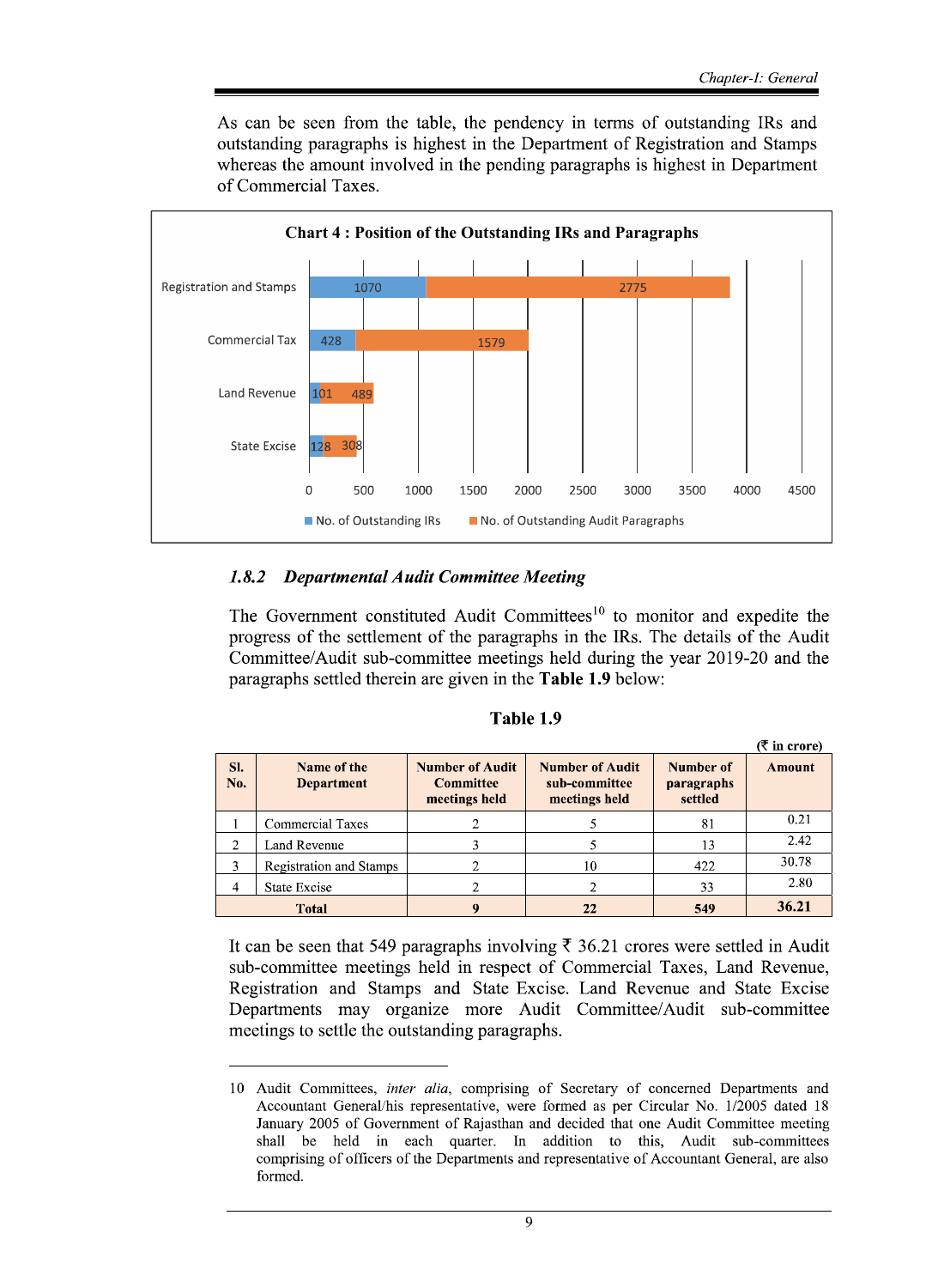As can be seen from the table, the pendency in terms of outstanding IRs and outstanding paragraphs is highest in the Department of Registration and Stamps whereas the amount involved in the pending paragraphs is highest in Department of Commercial Taxes.

**Chart 4 : Position of the Outstanding IRs and Paragraphs**

| Department | No. of Outstanding IRs | No. of Outstanding Audit Paragraphs |
|---|---|---|
| Registration and Stamps | 1070 | 2775 |
| Commercial Tax | 428 | 1579 |
| Land Revenue | 101 | 489 |
| State Excise | 128 | 308 |

### *1.8.2 Departmental Audit Committee Meeting*

The Government constituted Audit Committees[10] to monitor and expedite the progress of the settlement of the paragraphs in the IRs. The details of the Audit Committee/Audit sub-committee meetings held during the year 2019-20 and the paragraphs settled therein are given in the **Table 1.9** below:

**Table 1.9**

(₹ in crore)

| Sl. No. | Name of the Department | Number of Audit Committee meetings held | Number of Audit sub-committee meetings held | Number of paragraphs settled | Amount |
|---|---|---|---|---|---|
| 1 | Commercial Taxes | 2 | 5 | 81 | 0.21 |
| 2 | Land Revenue | 3 | 5 | 13 | 2.42 |
| 3 | Registration and Stamps | 2 | 10 | 422 | 30.78 |
| 4 | State Excise | 2 | 2 | 33 | 2.80 |
| **Total** | | **9** | **22** | **549** | **36.21** |

It can be seen that 549 paragraphs involving ₹ 36.21 crores were settled in Audit sub-committee meetings held in respect of Commercial Taxes, Land Revenue, Registration and Stamps and State Excise. Land Revenue and State Excise Departments may organize more Audit Committee/Audit sub-committee meetings to settle the outstanding paragraphs.

---

10 Audit Committees, *inter alia*, comprising of Secretary of concerned Departments and Accountant General/his representative, were formed as per Circular No. 1/2005 dated 18 January 2005 of Government of Rajasthan and decided that one Audit Committee meeting shall be held in each quarter. In addition to this, Audit sub-committees comprising of officers of the Departments and representative of Accountant General, are also formed.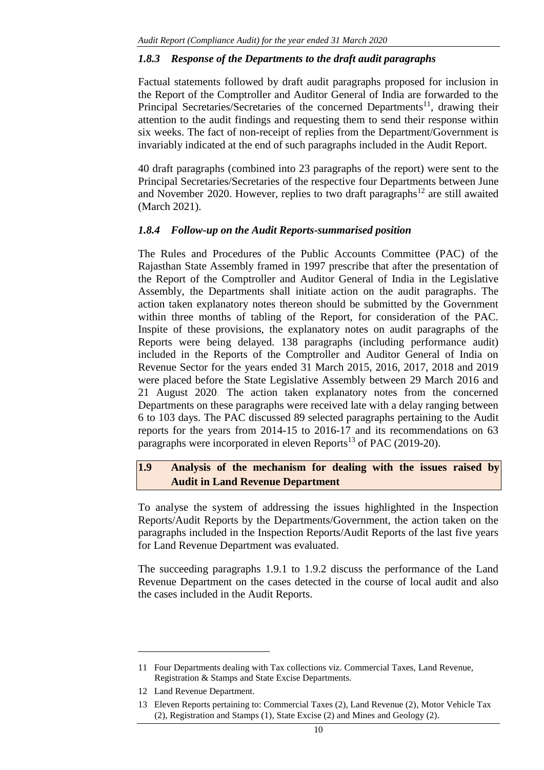### *1.8.3 Response of the Departments to the draft audit paragraphs*

Factual statements followed by draft audit paragraphs proposed for inclusion in the Report of the Comptroller and Auditor General of India are forwarded to the Principal Secretaries/Secretaries of the concerned Departments[11], drawing their attention to the audit findings and requesting them to send their response within six weeks. The fact of non-receipt of replies from the Department/Government is invariably indicated at the end of such paragraphs included in the Audit Report.

40 draft paragraphs (combined into 23 paragraphs of the report) were sent to the Principal Secretaries/Secretaries of the respective four Departments between June and November 2020. However, replies to two draft paragraphs[12] are still awaited (March 2021).

### *1.8.4 Follow-up on the Audit Reports-summarised position*

The Rules and Procedures of the Public Accounts Committee (PAC) of the Rajasthan State Assembly framed in 1997 prescribe that after the presentation of the Report of the Comptroller and Auditor General of India in the Legislative Assembly, the Departments shall initiate action on the audit paragraphs. The action taken explanatory notes thereon should be submitted by the Government within three months of tabling of the Report, for consideration of the PAC. Inspite of these provisions, the explanatory notes on audit paragraphs of the Reports were being delayed. 138 paragraphs (including performance audit) included in the Reports of the Comptroller and Auditor General of India on Revenue Sector for the years ended 31 March 2015, 2016, 2017, 2018 and 2019 were placed before the State Legislative Assembly between 29 March 2016 and 21 August 2020. The action taken explanatory notes from the concerned Departments on these paragraphs were received late with a delay ranging between 6 to 103 days. The PAC discussed 89 selected paragraphs pertaining to the Audit reports for the years from 2014-15 to 2016-17 and its recommendations on 63 paragraphs were incorporated in eleven Reports[13] of PAC (2019-20).

## **1.9 Analysis of the mechanism for dealing with the issues raised by Audit in Land Revenue Department**

To analyse the system of addressing the issues highlighted in the Inspection Reports/Audit Reports by the Departments/Government, the action taken on the paragraphs included in the Inspection Reports/Audit Reports of the last five years for Land Revenue Department was evaluated.

The succeeding paragraphs 1.9.1 to 1.9.2 discuss the performance of the Land Revenue Department on the cases detected in the course of local audit and also the cases included in the Audit Reports.

---

11 Four Departments dealing with Tax collections viz. Commercial Taxes, Land Revenue, Registration & Stamps and State Excise Departments.

12 Land Revenue Department.

13 Eleven Reports pertaining to: Commercial Taxes (2), Land Revenue (2), Motor Vehicle Tax (2), Registration and Stamps (1), State Excise (2) and Mines and Geology (2).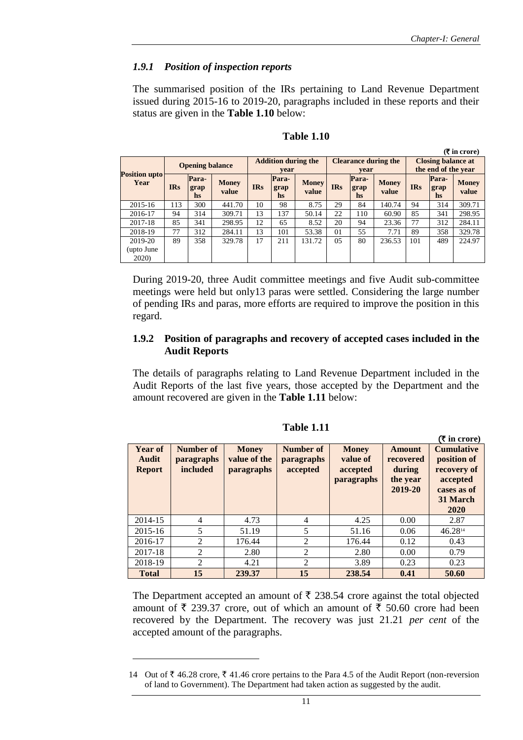### *1.9.1 Position of inspection reports*

The summarised position of the IRs pertaining to Land Revenue Department issued during 2015-16 to 2019-20, paragraphs included in these reports and their status are given in the **Table 1.10** below:

**Table 1.10**

**(₹ in crore)**

| Position upto Year | Opening balance | | | Addition during the year | | | Clearance during the year | | | Closing balance at the end of the year | | |
|---|---|---|---|---|---|---|---|---|---|---|---|---|
| | IRs | Paragraphs | Money value | IRs | Paragraphs | Money value | IRs | Paragraphs | Money value | IRs | Paragraphs | Money value |
| 2015-16 | 113 | 300 | 441.70 | 10 | 98 | 8.75 | 29 | 84 | 140.74 | 94 | 314 | 309.71 |
| 2016-17 | 94 | 314 | 309.71 | 13 | 137 | 50.14 | 22 | 110 | 60.90 | 85 | 341 | 298.95 |
| 2017-18 | 85 | 341 | 298.95 | 12 | 65 | 8.52 | 20 | 94 | 23.36 | 77 | 312 | 284.11 |
| 2018-19 | 77 | 312 | 284.11 | 13 | 101 | 53.38 | 01 | 55 | 7.71 | 89 | 358 | 329.78 |
| 2019-20 (upto June 2020) | 89 | 358 | 329.78 | 17 | 211 | 131.72 | 05 | 80 | 236.53 | 101 | 489 | 224.97 |

During 2019-20, three Audit committee meetings and five Audit sub-committee meetings were held but only13 paras were settled. Considering the large number of pending IRs and paras, more efforts are required to improve the position in this regard.

### 1.9.2 Position of paragraphs and recovery of accepted cases included in the Audit Reports

The details of paragraphs relating to Land Revenue Department included in the Audit Reports of the last five years, those accepted by the Department and the amount recovered are given in the **Table 1.11** below:

**Table 1.11**

**(₹ in crore)**

| Year of Audit Report | Number of paragraphs included | Money value of the paragraphs | Number of paragraphs accepted | Money value of accepted paragraphs | Amount recovered during the year 2019-20 | Cumulative position of recovery of accepted cases as of 31 March 2020 |
|---|---|---|---|---|---|---|
| 2014-15 | 4 | 4.73 | 4 | 4.25 | 0.00 | 2.87 |
| 2015-16 | 5 | 51.19 | 5 | 51.16 | 0.06 | 46.28[14] |
| 2016-17 | 2 | 176.44 | 2 | 176.44 | 0.12 | 0.43 |
| 2017-18 | 2 | 2.80 | 2 | 2.80 | 0.00 | 0.79 |
| 2018-19 | 2 | 4.21 | 2 | 3.89 | 0.23 | 0.23 |
| **Total** | **15** | **239.37** | **15** | **238.54** | **0.41** | **50.60** |

The Department accepted an amount of ₹ 238.54 crore against the total objected amount of ₹ 239.37 crore, out of which an amount of ₹ 50.60 crore had been recovered by the Department. The recovery was just 21.21 *per cent* of the accepted amount of the paragraphs.

---

14 Out of ₹ 46.28 crore, ₹ 41.46 crore pertains to the Para 4.5 of the Audit Report (non-reversion of land to Government). The Department had taken action as suggested by the audit.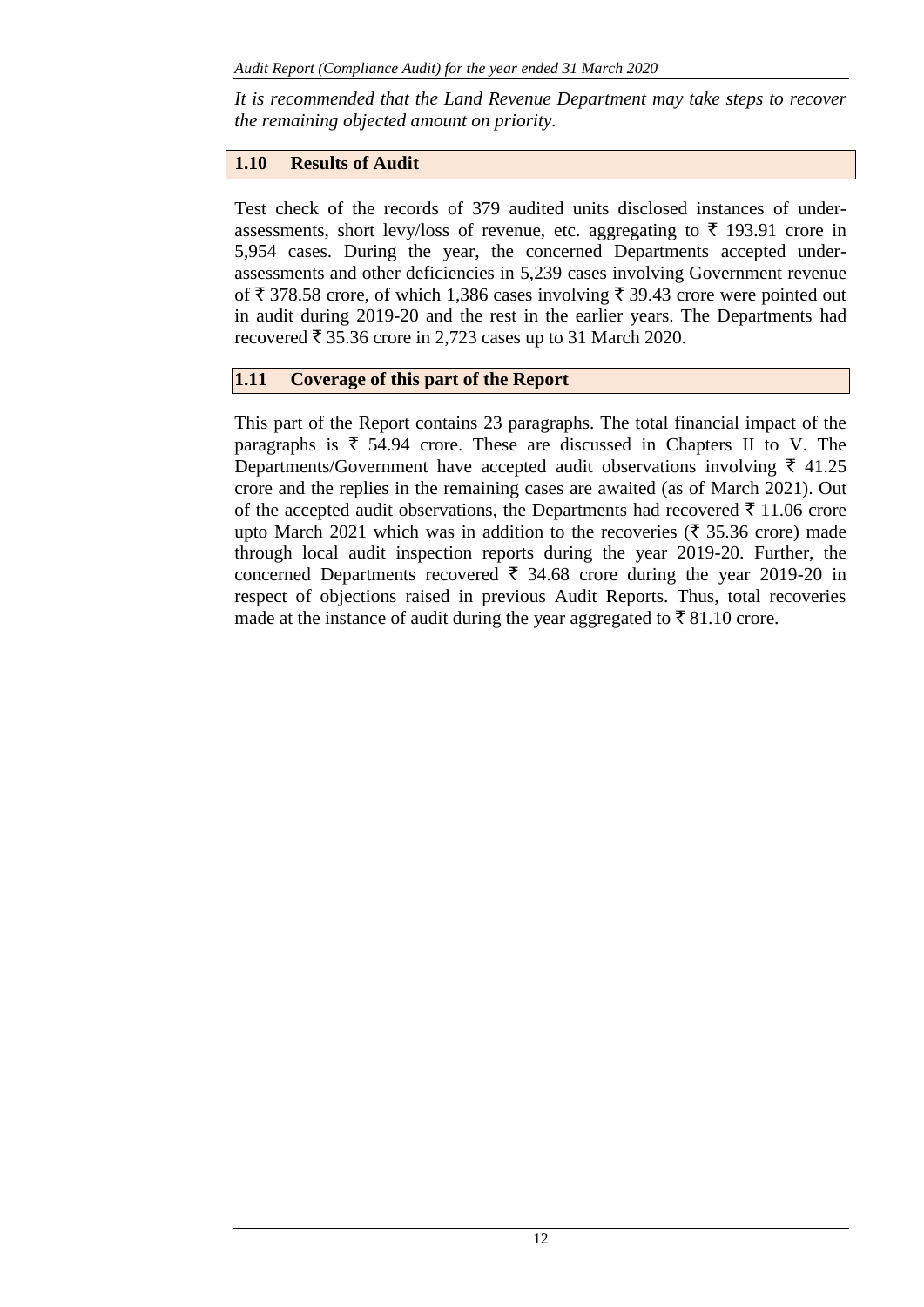*It is recommended that the Land Revenue Department may take steps to recover the remaining objected amount on priority.*

## 1.10 Results of Audit

Test check of the records of 379 audited units disclosed instances of under-assessments, short levy/loss of revenue, etc. aggregating to ₹ 193.91 crore in 5,954 cases. During the year, the concerned Departments accepted under-assessments and other deficiencies in 5,239 cases involving Government revenue of ₹ 378.58 crore, of which 1,386 cases involving ₹ 39.43 crore were pointed out in audit during 2019-20 and the rest in the earlier years. The Departments had recovered ₹ 35.36 crore in 2,723 cases up to 31 March 2020.

## 1.11 Coverage of this part of the Report

This part of the Report contains 23 paragraphs. The total financial impact of the paragraphs is ₹ 54.94 crore. These are discussed in Chapters II to V. The Departments/Government have accepted audit observations involving ₹ 41.25 crore and the replies in the remaining cases are awaited (as of March 2021). Out of the accepted audit observations, the Departments had recovered ₹ 11.06 crore upto March 2021 which was in addition to the recoveries (₹ 35.36 crore) made through local audit inspection reports during the year 2019-20. Further, the concerned Departments recovered ₹ 34.68 crore during the year 2019-20 in respect of objections raised in previous Audit Reports. Thus, total recoveries made at the instance of audit during the year aggregated to ₹ 81.10 crore.